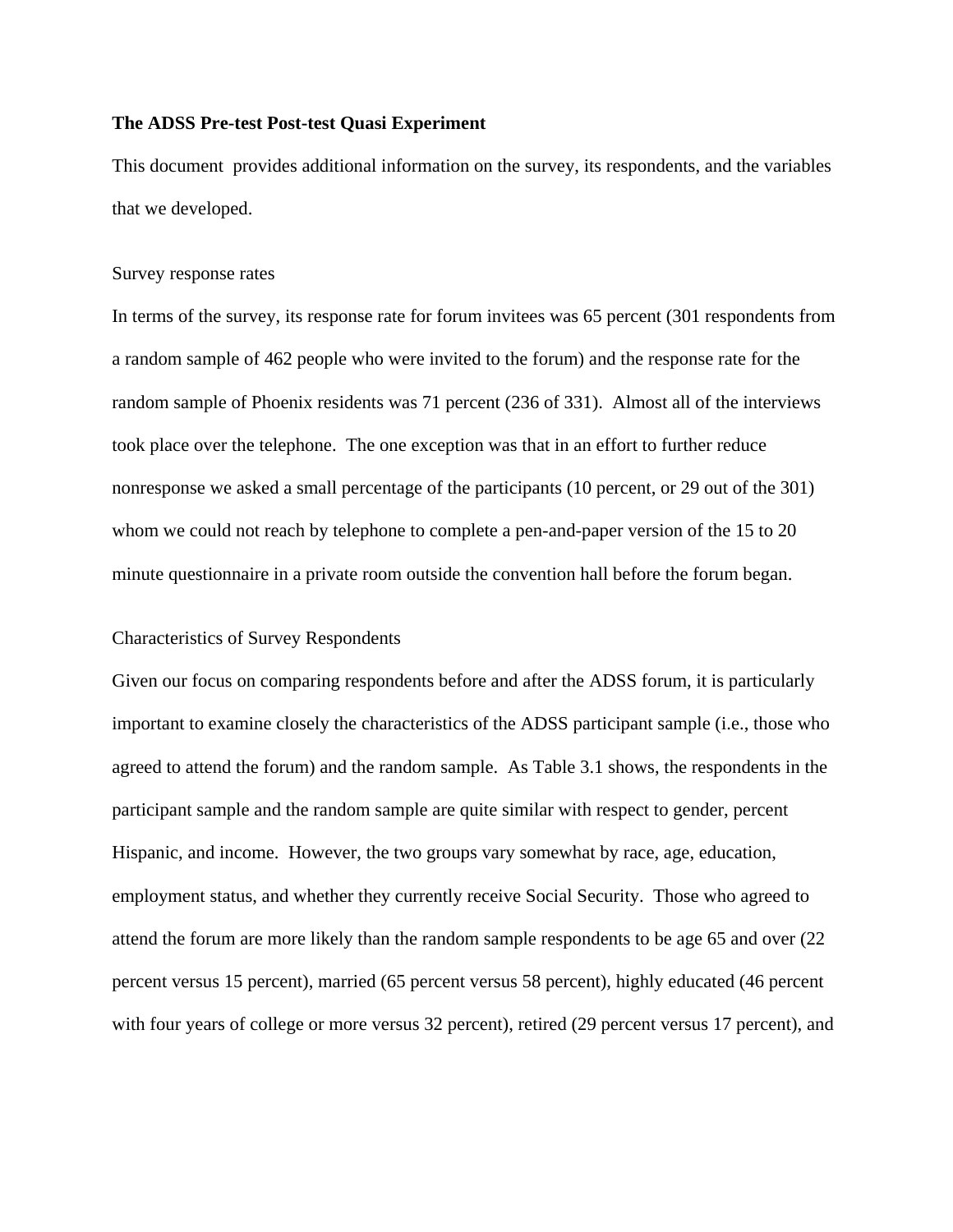**The ADSS Pre-test Post-test Quasi Experiment**

This document provides additional information on the survey, its respondents, and the variables that we developed.

Survey response rates

In terms of the survey, its response rate for forum invitees was 65 percent (301 respondents from a random sample of 462 people who were invited to the forum) and the response rate for the random sample of Phoenix residents was 71 percent (236 of 331). Almost all of the interviews took place over the telephone. The one exception was that in an effort to further reduce nonresponse we asked a small percentage of the participants (10 percent, or 29 out of the 301) whom we could not reach by telephone to complete a pen-and-paper version of the 15 to 20 minute questionnaire in a private room outside the convention hall before the forum began.

Characteristics of Survey Respondents

Given our focus on comparing respondents before and after the ADSS forum, it is particularly important to examine closely the characteristics of the ADSS participant sample (i.e., those who agreed to attend the forum) and the random sample. As Table 3.1 shows, the respondents in the participant sample and the random sample are quite similar with respect to gender, percent Hispanic, and income. However, the two groups vary somewhat by race, age, education, employment status, and whether they currently receive Social Security. Those who agreed to attend the forum are more likely than the random sample respondents to be age 65 and over (22 percent versus 15 percent), married (65 percent versus 58 percent), highly educated (46 percent with four years of college or more versus 32 percent), retired (29 percent versus 17 percent), and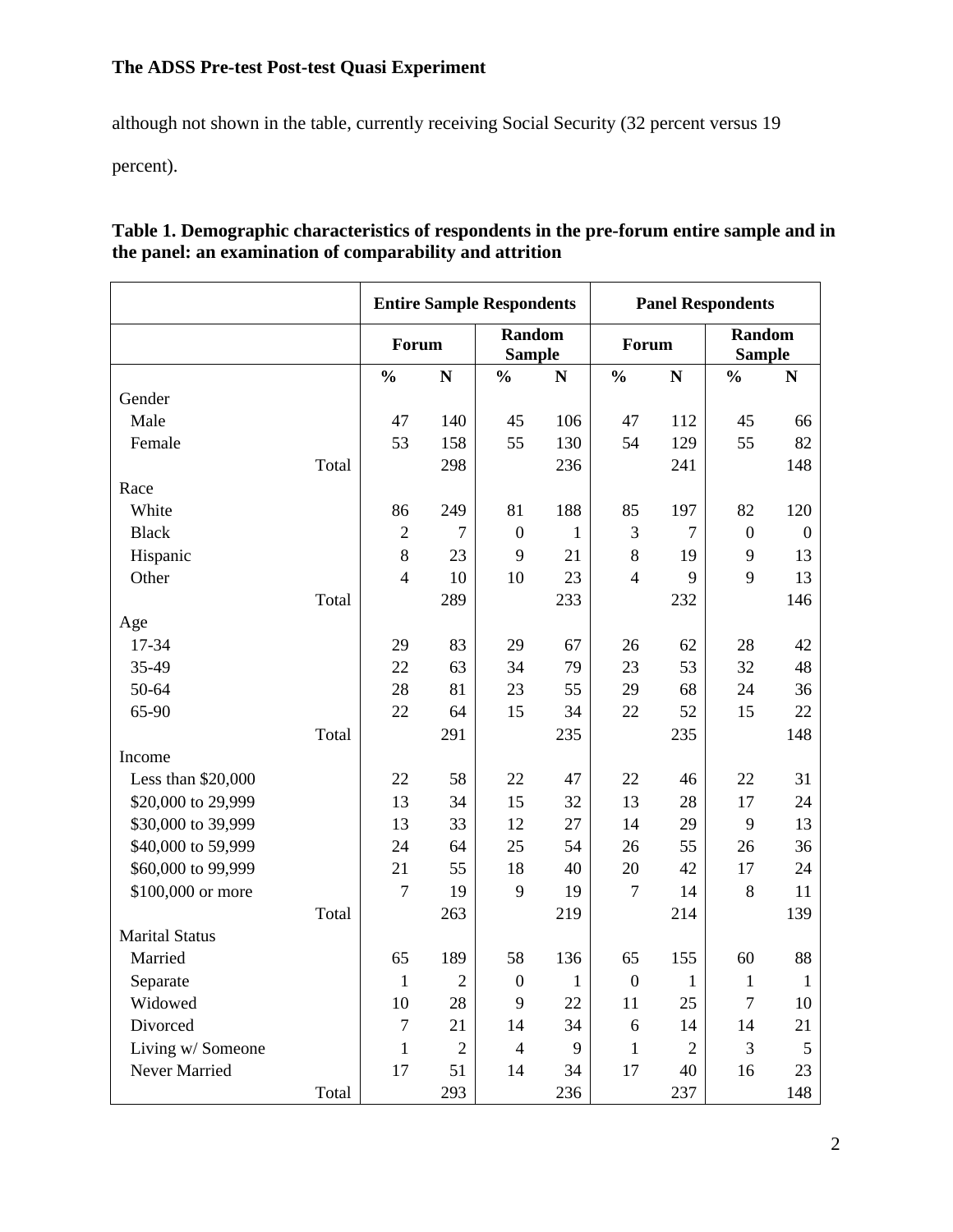although not shown in the table, currently receiving Social Security (32 percent versus 19 percent).

**Table 1. Demographic characteristics of respondents in the pre-forum entire sample and in the panel: an examination of comparability and attrition**

| | Entire Sample Respondents | | | | Panel Respondents | | | |
|---|---|---|---|---|---|---|---|---|
| | Forum | | Random Sample | | Forum | | Random Sample | |
| | % | N | % | N | % | N | % | N |
| Gender | | | | | | | | |
| Male | 47 | 140 | 45 | 106 | 47 | 112 | 45 | 66 |
| Female | 53 | 158 | 55 | 130 | 54 | 129 | 55 | 82 |
| Total | | 298 | | 236 | | 241 | | 148 |
| Race | | | | | | | | |
| White | 86 | 249 | 81 | 188 | 85 | 197 | 82 | 120 |
| Black | 2 | 7 | 0 | 1 | 3 | 7 | 0 | 0 |
| Hispanic | 8 | 23 | 9 | 21 | 8 | 19 | 9 | 13 |
| Other | 4 | 10 | 10 | 23 | 4 | 9 | 9 | 13 |
| Total | | 289 | | 233 | | 232 | | 146 |
| Age | | | | | | | | |
| 17-34 | 29 | 83 | 29 | 67 | 26 | 62 | 28 | 42 |
| 35-49 | 22 | 63 | 34 | 79 | 23 | 53 | 32 | 48 |
| 50-64 | 28 | 81 | 23 | 55 | 29 | 68 | 24 | 36 |
| 65-90 | 22 | 64 | 15 | 34 | 22 | 52 | 15 | 22 |
| Total | | 291 | | 235 | | 235 | | 148 |
| Income | | | | | | | | |
| Less than $20,000 | 22 | 58 | 22 | 47 | 22 | 46 | 22 | 31 |
| $20,000 to 29,999 | 13 | 34 | 15 | 32 | 13 | 28 | 17 | 24 |
| $30,000 to 39,999 | 13 | 33 | 12 | 27 | 14 | 29 | 9 | 13 |
| $40,000 to 59,999 | 24 | 64 | 25 | 54 | 26 | 55 | 26 | 36 |
| $60,000 to 99,999 | 21 | 55 | 18 | 40 | 20 | 42 | 17 | 24 |
| $100,000 or more | 7 | 19 | 9 | 19 | 7 | 14 | 8 | 11 |
| Total | | 263 | | 219 | | 214 | | 139 |
| Marital Status | | | | | | | | |
| Married | 65 | 189 | 58 | 136 | 65 | 155 | 60 | 88 |
| Separate | 1 | 2 | 0 | 1 | 0 | 1 | 1 | 1 |
| Widowed | 10 | 28 | 9 | 22 | 11 | 25 | 7 | 10 |
| Divorced | 7 | 21 | 14 | 34 | 6 | 14 | 14 | 21 |
| Living w/ Someone | 1 | 2 | 4 | 9 | 1 | 2 | 3 | 5 |
| Never Married | 17 | 51 | 14 | 34 | 17 | 40 | 16 | 23 |
| Total | | 293 | | 236 | | 237 | | 148 |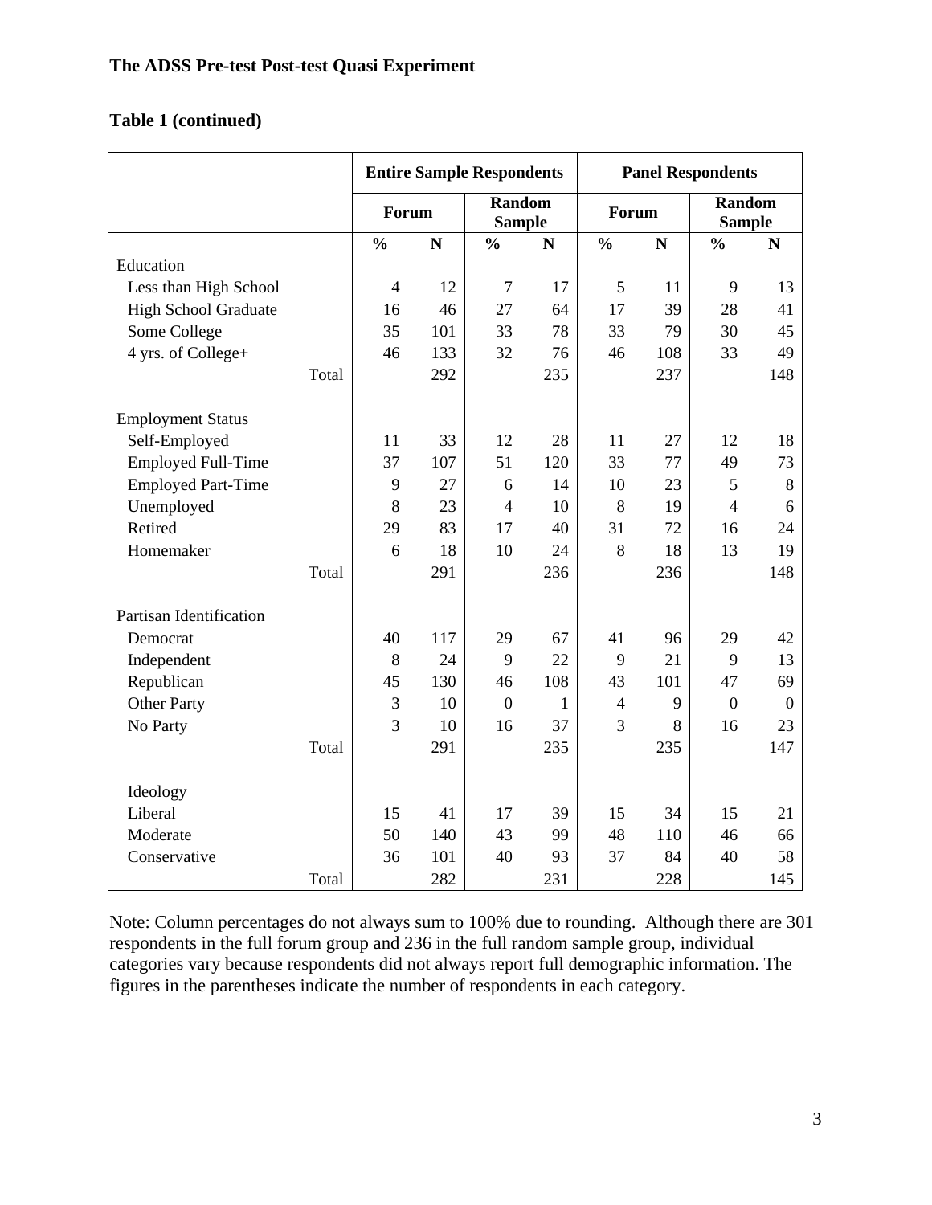**The ADSS Pre-test Post-test Quasi Experiment**

**Table 1 (continued)**

| | Entire Sample Respondents | | | | Panel Respondents | | | |
|---|---|---|---|---|---|---|---|---|
| | Forum | | Random Sample | | Forum | | Random Sample | |
| | % | N | % | N | % | N | % | N |
| Education | | | | | | | | |
| Less than High School | 4 | 12 | 7 | 17 | 5 | 11 | 9 | 13 |
| High School Graduate | 16 | 46 | 27 | 64 | 17 | 39 | 28 | 41 |
| Some College | 35 | 101 | 33 | 78 | 33 | 79 | 30 | 45 |
| 4 yrs. of College+ | 46 | 133 | 32 | 76 | 46 | 108 | 33 | 49 |
| Total | | 292 | | 235 | | 237 | | 148 |
| Employment Status | | | | | | | | |
| Self-Employed | 11 | 33 | 12 | 28 | 11 | 27 | 12 | 18 |
| Employed Full-Time | 37 | 107 | 51 | 120 | 33 | 77 | 49 | 73 |
| Employed Part-Time | 9 | 27 | 6 | 14 | 10 | 23 | 5 | 8 |
| Unemployed | 8 | 23 | 4 | 10 | 8 | 19 | 4 | 6 |
| Retired | 29 | 83 | 17 | 40 | 31 | 72 | 16 | 24 |
| Homemaker | 6 | 18 | 10 | 24 | 8 | 18 | 13 | 19 |
| Total | | 291 | | 236 | | 236 | | 148 |
| Partisan Identification | | | | | | | | |
| Democrat | 40 | 117 | 29 | 67 | 41 | 96 | 29 | 42 |
| Independent | 8 | 24 | 9 | 22 | 9 | 21 | 9 | 13 |
| Republican | 45 | 130 | 46 | 108 | 43 | 101 | 47 | 69 |
| Other Party | 3 | 10 | 0 | 1 | 4 | 9 | 0 | 0 |
| No Party | 3 | 10 | 16 | 37 | 3 | 8 | 16 | 23 |
| Total | | 291 | | 235 | | 235 | | 147 |
| Ideology | | | | | | | | |
| Liberal | 15 | 41 | 17 | 39 | 15 | 34 | 15 | 21 |
| Moderate | 50 | 140 | 43 | 99 | 48 | 110 | 46 | 66 |
| Conservative | 36 | 101 | 40 | 93 | 37 | 84 | 40 | 58 |
| Total | | 282 | | 231 | | 228 | | 145 |

Note: Column percentages do not always sum to 100% due to rounding. Although there are 301 respondents in the full forum group and 236 in the full random sample group, individual categories vary because respondents did not always report full demographic information. The figures in the parentheses indicate the number of respondents in each category.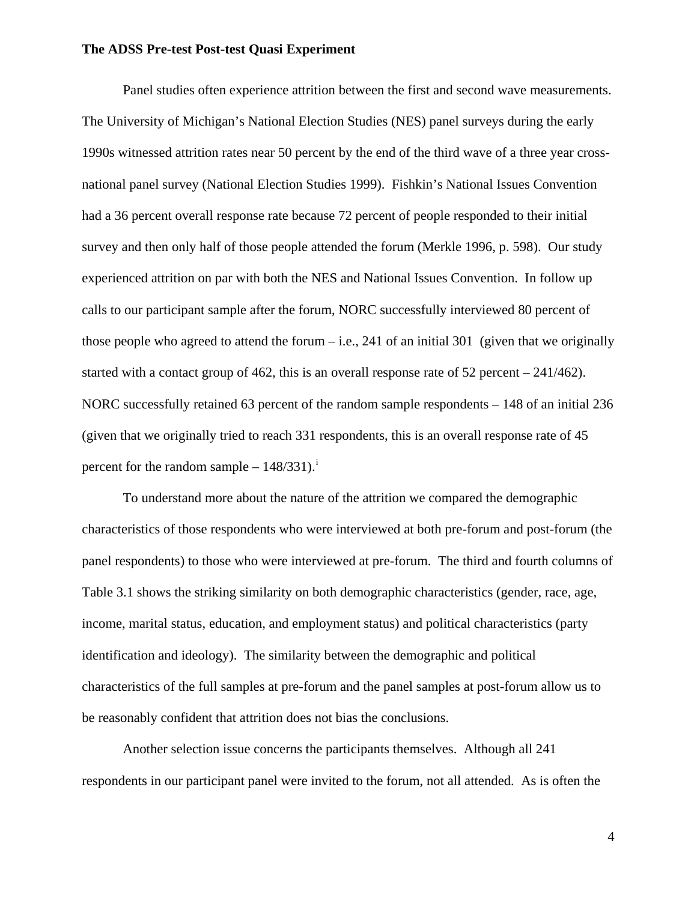**The ADSS Pre-test Post-test Quasi Experiment**

Panel studies often experience attrition between the first and second wave measurements. The University of Michigan's National Election Studies (NES) panel surveys during the early 1990s witnessed attrition rates near 50 percent by the end of the third wave of a three year cross-national panel survey (National Election Studies 1999). Fishkin's National Issues Convention had a 36 percent overall response rate because 72 percent of people responded to their initial survey and then only half of those people attended the forum (Merkle 1996, p. 598). Our study experienced attrition on par with both the NES and National Issues Convention. In follow up calls to our participant sample after the forum, NORC successfully interviewed 80 percent of those people who agreed to attend the forum – i.e., 241 of an initial 301 (given that we originally started with a contact group of 462, this is an overall response rate of 52 percent – 241/462). NORC successfully retained 63 percent of the random sample respondents – 148 of an initial 236 (given that we originally tried to reach 331 respondents, this is an overall response rate of 45 percent for the random sample – 148/331).[i]

To understand more about the nature of the attrition we compared the demographic characteristics of those respondents who were interviewed at both pre-forum and post-forum (the panel respondents) to those who were interviewed at pre-forum. The third and fourth columns of Table 3.1 shows the striking similarity on both demographic characteristics (gender, race, age, income, marital status, education, and employment status) and political characteristics (party identification and ideology). The similarity between the demographic and political characteristics of the full samples at pre-forum and the panel samples at post-forum allow us to be reasonably confident that attrition does not bias the conclusions.

Another selection issue concerns the participants themselves. Although all 241 respondents in our participant panel were invited to the forum, not all attended. As is often the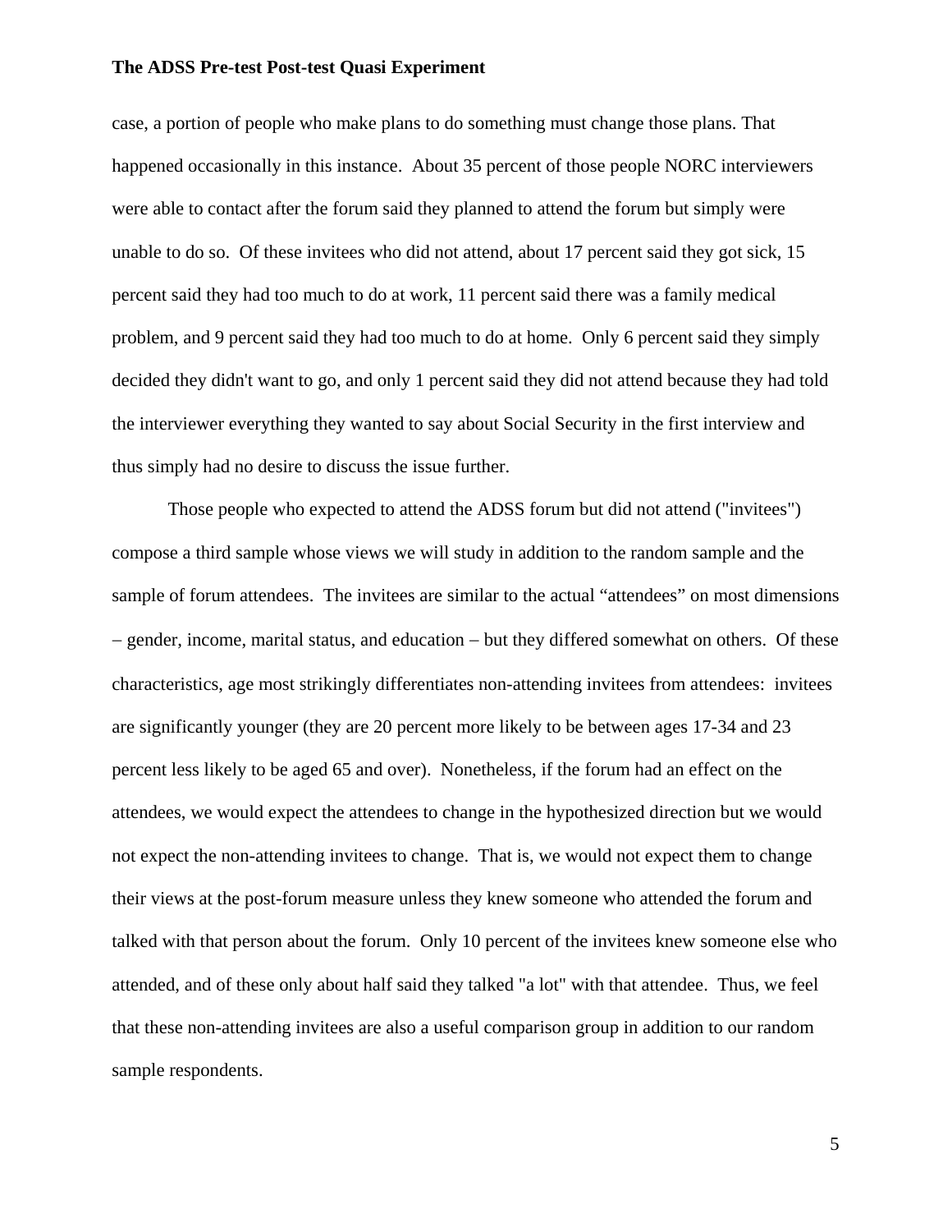case, a portion of people who make plans to do something must change those plans. That happened occasionally in this instance. About 35 percent of those people NORC interviewers were able to contact after the forum said they planned to attend the forum but simply were unable to do so. Of these invitees who did not attend, about 17 percent said they got sick, 15 percent said they had too much to do at work, 11 percent said there was a family medical problem, and 9 percent said they had too much to do at home. Only 6 percent said they simply decided they didn't want to go, and only 1 percent said they did not attend because they had told the interviewer everything they wanted to say about Social Security in the first interview and thus simply had no desire to discuss the issue further.

Those people who expected to attend the ADSS forum but did not attend ("invitees") compose a third sample whose views we will study in addition to the random sample and the sample of forum attendees. The invitees are similar to the actual "attendees" on most dimensions – gender, income, marital status, and education – but they differed somewhat on others. Of these characteristics, age most strikingly differentiates non-attending invitees from attendees: invitees are significantly younger (they are 20 percent more likely to be between ages 17-34 and 23 percent less likely to be aged 65 and over). Nonetheless, if the forum had an effect on the attendees, we would expect the attendees to change in the hypothesized direction but we would not expect the non-attending invitees to change. That is, we would not expect them to change their views at the post-forum measure unless they knew someone who attended the forum and talked with that person about the forum. Only 10 percent of the invitees knew someone else who attended, and of these only about half said they talked "a lot" with that attendee. Thus, we feel that these non-attending invitees are also a useful comparison group in addition to our random sample respondents.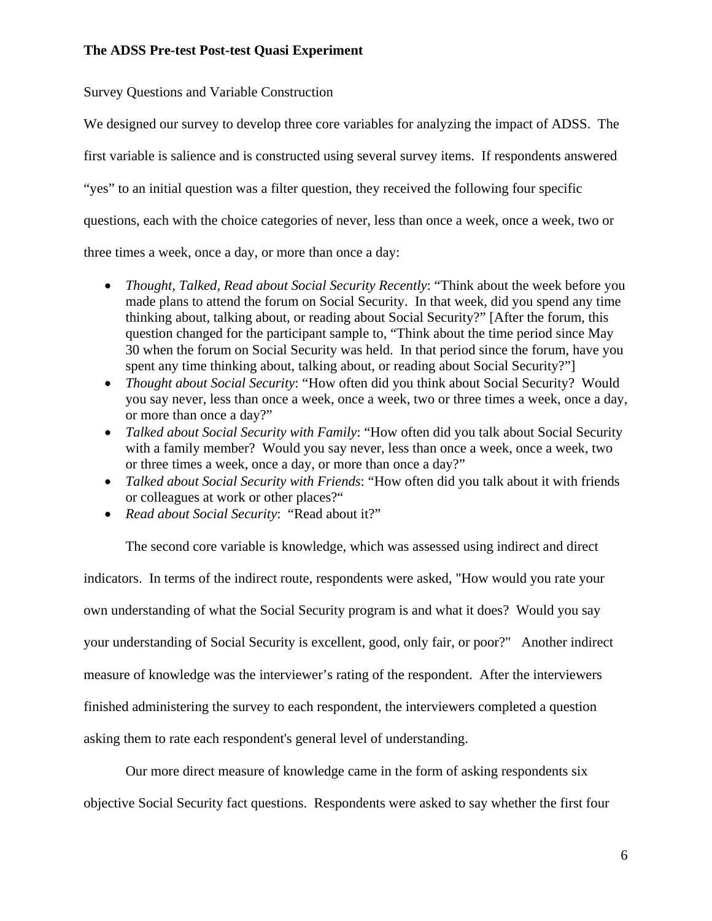# The ADSS Pre-test Post-test Quasi Experiment

Survey Questions and Variable Construction

We designed our survey to develop three core variables for analyzing the impact of ADSS. The first variable is salience and is constructed using several survey items. If respondents answered "yes" to an initial question was a filter question, they received the following four specific questions, each with the choice categories of never, less than once a week, once a week, two or three times a week, once a day, or more than once a day:

- *Thought, Talked, Read about Social Security Recently*: "Think about the week before you made plans to attend the forum on Social Security. In that week, did you spend any time thinking about, talking about, or reading about Social Security?" [After the forum, this question changed for the participant sample to, "Think about the time period since May 30 when the forum on Social Security was held. In that period since the forum, have you spent any time thinking about, talking about, or reading about Social Security?"]
- *Thought about Social Security*: "How often did you think about Social Security? Would you say never, less than once a week, once a week, two or three times a week, once a day, or more than once a day?"
- *Talked about Social Security with Family*: "How often did you talk about Social Security with a family member? Would you say never, less than once a week, once a week, two or three times a week, once a day, or more than once a day?"
- *Talked about Social Security with Friends*: "How often did you talk about it with friends or colleagues at work or other places?"
- *Read about Social Security*: "Read about it?"

The second core variable is knowledge, which was assessed using indirect and direct indicators. In terms of the indirect route, respondents were asked, "How would you rate your own understanding of what the Social Security program is and what it does? Would you say your understanding of Social Security is excellent, good, only fair, or poor?" Another indirect measure of knowledge was the interviewer's rating of the respondent. After the interviewers finished administering the survey to each respondent, the interviewers completed a question asking them to rate each respondent's general level of understanding.

Our more direct measure of knowledge came in the form of asking respondents six objective Social Security fact questions. Respondents were asked to say whether the first four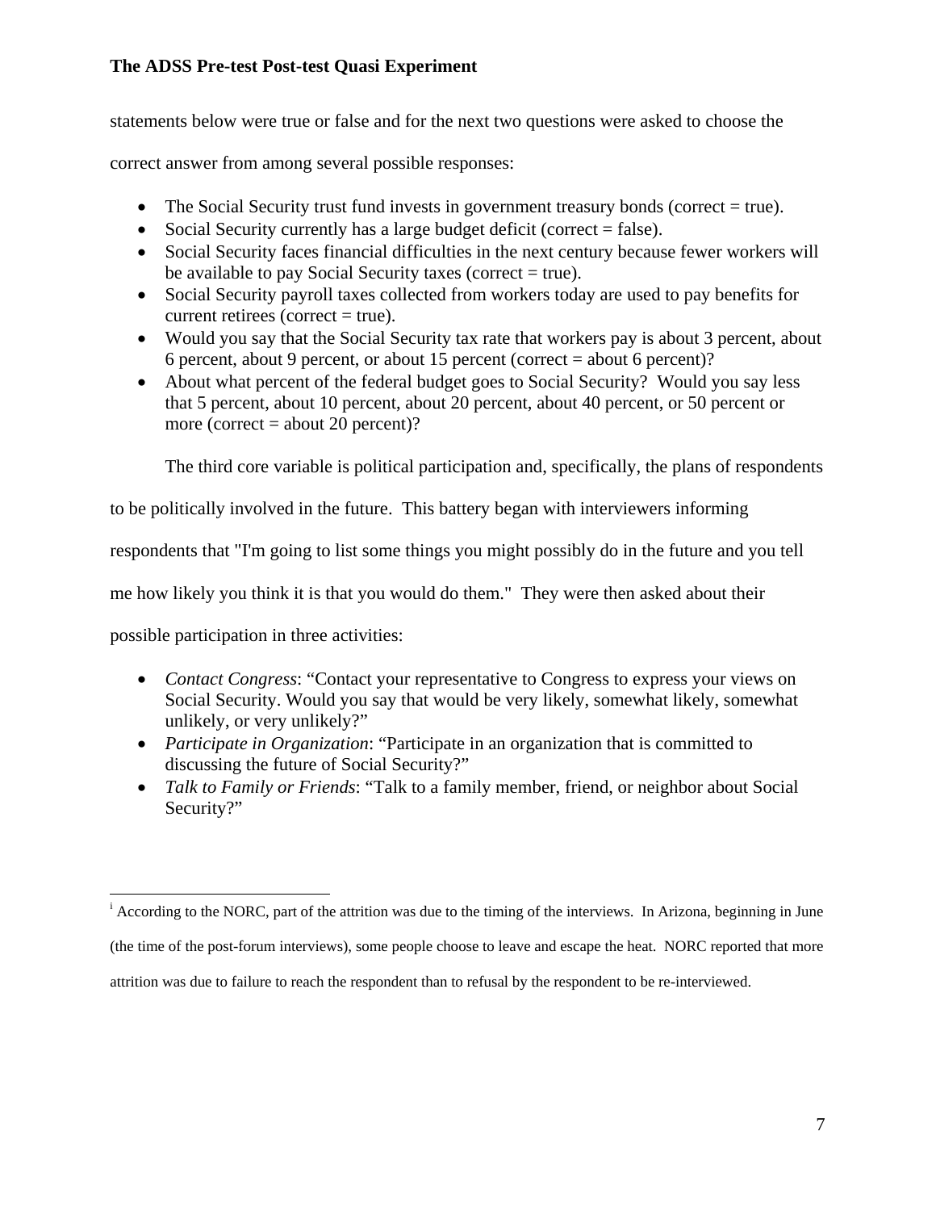statements below were true or false and for the next two questions were asked to choose the correct answer from among several possible responses:

- The Social Security trust fund invests in government treasury bonds (correct = true).
- Social Security currently has a large budget deficit (correct = false).
- Social Security faces financial difficulties in the next century because fewer workers will be available to pay Social Security taxes (correct = true).
- Social Security payroll taxes collected from workers today are used to pay benefits for current retirees (correct = true).
- Would you say that the Social Security tax rate that workers pay is about 3 percent, about 6 percent, about 9 percent, or about 15 percent (correct = about 6 percent)?
- About what percent of the federal budget goes to Social Security? Would you say less that 5 percent, about 10 percent, about 20 percent, about 40 percent, or 50 percent or more (correct = about 20 percent)?

The third core variable is political participation and, specifically, the plans of respondents to be politically involved in the future. This battery began with interviewers informing respondents that "I'm going to list some things you might possibly do in the future and you tell me how likely you think it is that you would do them." They were then asked about their possible participation in three activities:

- *Contact Congress*: "Contact your representative to Congress to express your views on Social Security. Would you say that would be very likely, somewhat likely, somewhat unlikely, or very unlikely?"
- *Participate in Organization*: "Participate in an organization that is committed to discussing the future of Social Security?"
- *Talk to Family or Friends*: "Talk to a family member, friend, or neighbor about Social Security?"

---

[i] According to the NORC, part of the attrition was due to the timing of the interviews. In Arizona, beginning in June (the time of the post-forum interviews), some people choose to leave and escape the heat. NORC reported that more attrition was due to failure to reach the respondent than to refusal by the respondent to be re-interviewed.